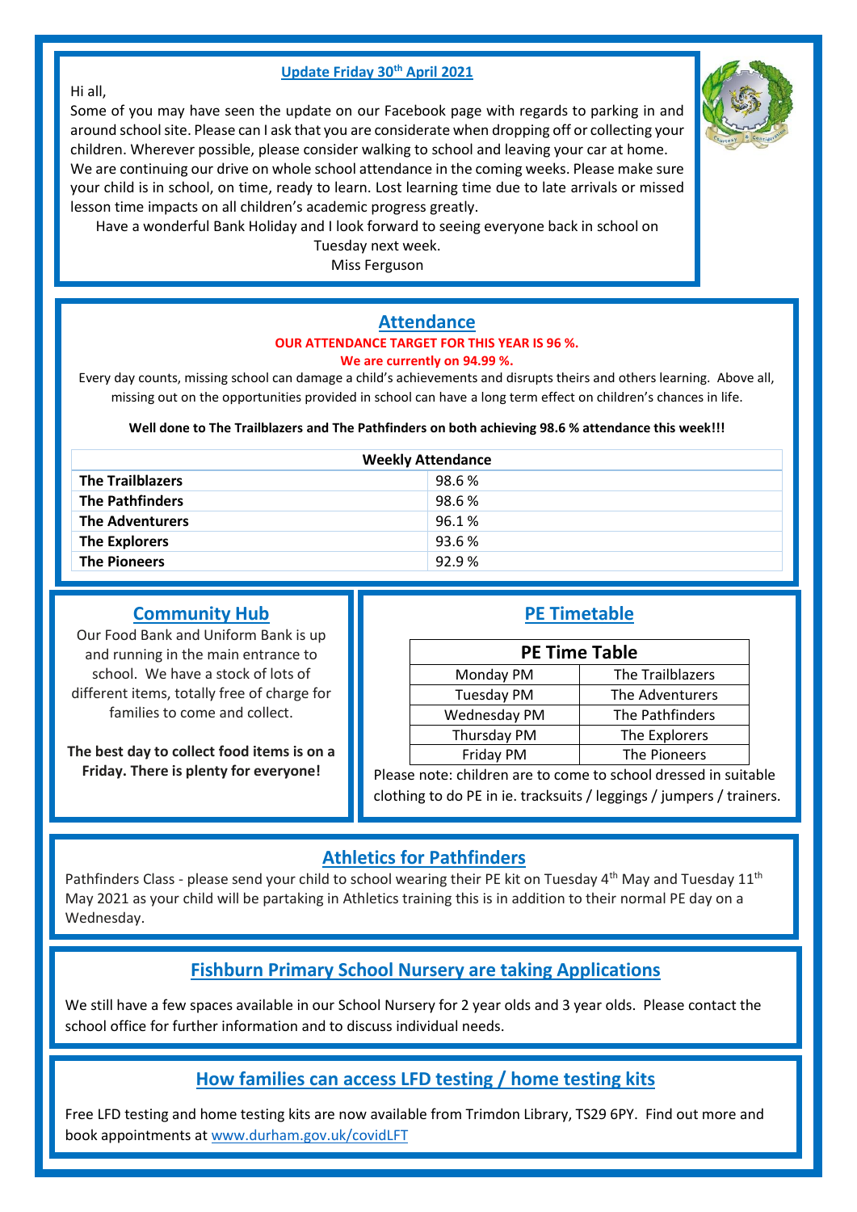## Update Friday 30th April 2021

Hi all,

Some of you may have seen the update on our Facebook page with regards to parking in and around school site. Please can I ask that you are considerate when dropping off or collecting your children. Wherever possible, please consider walking to school and leaving your car at home.

We are continuing our drive on whole school attendance in the coming weeks. Please make sure your child is in school, on time, ready to learn. Lost learning time due to late arrivals or missed lesson time impacts on all children's academic progress greatly.

Have a wonderful Bank Holiday and I look forward to seeing everyone back in school on Tuesday next week.

Miss Ferguson

## Attendance

**OUR ATTENDANCE TARGET FOR THIS YEAR IS 96 %.**

**We are currently on 94.99 %.**

Every day counts, missing school can damage a child's achievements and disrupts theirs and others learning. Above all, missing out on the opportunities provided in school can have a long term effect on children's chances in life.

**Well done to The Trailblazers and The Pathfinders on both achieving 98.6 % attendance this week!!!**

| Weekly Attendance | |
|---|---|
| **The Trailblazers** | 98.6 % |
| **The Pathfinders** | 98.6 % |
| **The Adventurers** | 96.1 % |
| **The Explorers** | 93.6 % |
| **The Pioneers** | 92.9 % |

## Community Hub

Our Food Bank and Uniform Bank is up and running in the main entrance to school. We have a stock of lots of different items, totally free of charge for families to come and collect.

**The best day to collect food items is on a Friday. There is plenty for everyone!**

## PE Timetable

| PE Time Table | |
|---|---|
| Monday PM | The Trailblazers |
| Tuesday PM | The Adventurers |
| Wednesday PM | The Pathfinders |
| Thursday PM | The Explorers |
| Friday PM | The Pioneers |

Please note: children are to come to school dressed in suitable clothing to do PE in ie. tracksuits / leggings / jumpers / trainers.

## Athletics for Pathfinders

Pathfinders Class - please send your child to school wearing their PE kit on Tuesday 4th May and Tuesday 11th May 2021 as your child will be partaking in Athletics training this is in addition to their normal PE day on a Wednesday.

## Fishburn Primary School Nursery are taking Applications

We still have a few spaces available in our School Nursery for 2 year olds and 3 year olds. Please contact the school office for further information and to discuss individual needs.

## How families can access LFD testing / home testing kits

Free LFD testing and home testing kits are now available from Trimdon Library, TS29 6PY. Find out more and book appointments at www.durham.gov.uk/covidLFT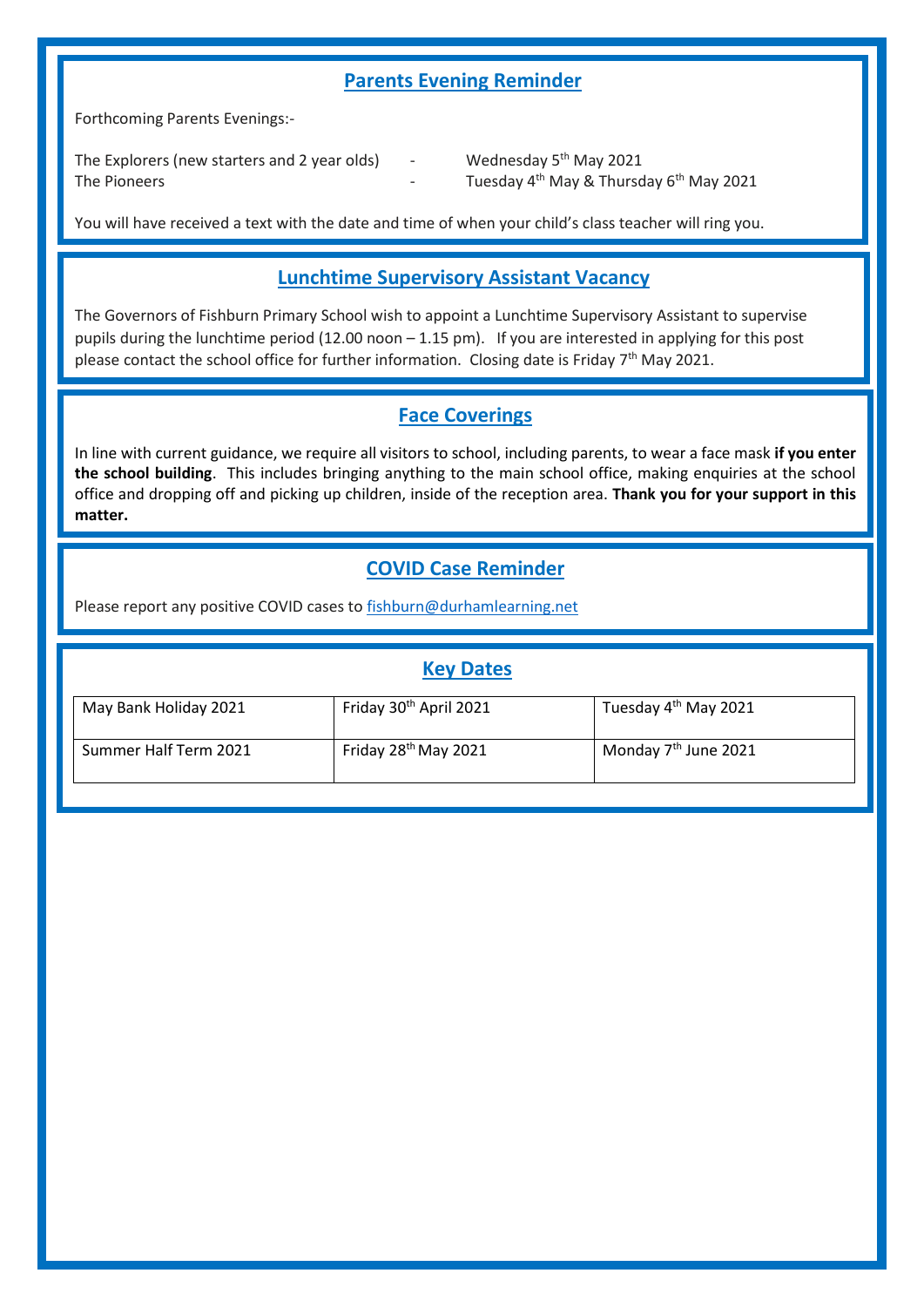## Parents Evening Reminder

Forthcoming Parents Evenings:-

The Explorers (new starters and 2 year olds) - Wednesday 5th May 2021
The Pioneers - Tuesday 4th May & Thursday 6th May 2021

You will have received a text with the date and time of when your child's class teacher will ring you.

## Lunchtime Supervisory Assistant Vacancy

The Governors of Fishburn Primary School wish to appoint a Lunchtime Supervisory Assistant to supervise pupils during the lunchtime period (12.00 noon – 1.15 pm). If you are interested in applying for this post please contact the school office for further information. Closing date is Friday 7th May 2021.

## Face Coverings

In line with current guidance, we require all visitors to school, including parents, to wear a face mask **if you enter the school building**. This includes bringing anything to the main school office, making enquiries at the school office and dropping off and picking up children, inside of the reception area. **Thank you for your support in this matter.**

## COVID Case Reminder

Please report any positive COVID cases to fishburn@durhamlearning.net

## Key Dates

| | | |
|---|---|---|
| May Bank Holiday 2021 | Friday 30th April 2021 | Tuesday 4th May 2021 |
| Summer Half Term 2021 | Friday 28th May 2021 | Monday 7th June 2021 |